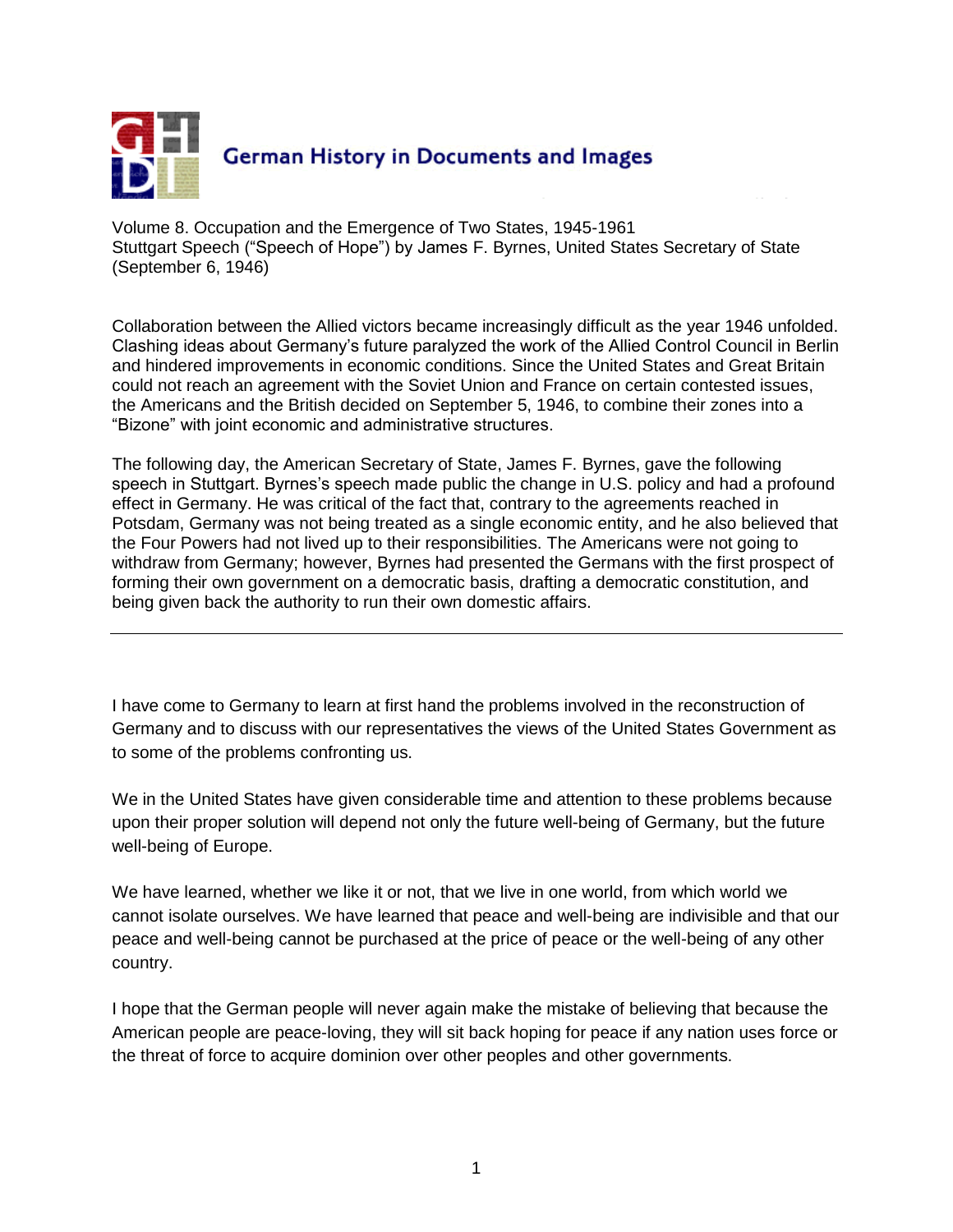# German History in Documents and Images

Volume 8. Occupation and the Emergence of Two States, 1945-1961
Stuttgart Speech ("Speech of Hope") by James F. Byrnes, United States Secretary of State (September 6, 1946)

Collaboration between the Allied victors became increasingly difficult as the year 1946 unfolded. Clashing ideas about Germany's future paralyzed the work of the Allied Control Council in Berlin and hindered improvements in economic conditions. Since the United States and Great Britain could not reach an agreement with the Soviet Union and France on certain contested issues, the Americans and the British decided on September 5, 1946, to combine their zones into a "Bizone" with joint economic and administrative structures.

The following day, the American Secretary of State, James F. Byrnes, gave the following speech in Stuttgart. Byrnes's speech made public the change in U.S. policy and had a profound effect in Germany. He was critical of the fact that, contrary to the agreements reached in Potsdam, Germany was not being treated as a single economic entity, and he also believed that the Four Powers had not lived up to their responsibilities. The Americans were not going to withdraw from Germany; however, Byrnes had presented the Germans with the first prospect of forming their own government on a democratic basis, drafting a democratic constitution, and being given back the authority to run their own domestic affairs.

---

I have come to Germany to learn at first hand the problems involved in the reconstruction of Germany and to discuss with our representatives the views of the United States Government as to some of the problems confronting us.

We in the United States have given considerable time and attention to these problems because upon their proper solution will depend not only the future well-being of Germany, but the future well-being of Europe.

We have learned, whether we like it or not, that we live in one world, from which world we cannot isolate ourselves. We have learned that peace and well-being are indivisible and that our peace and well-being cannot be purchased at the price of peace or the well-being of any other country.

I hope that the German people will never again make the mistake of believing that because the American people are peace-loving, they will sit back hoping for peace if any nation uses force or the threat of force to acquire dominion over other peoples and other governments.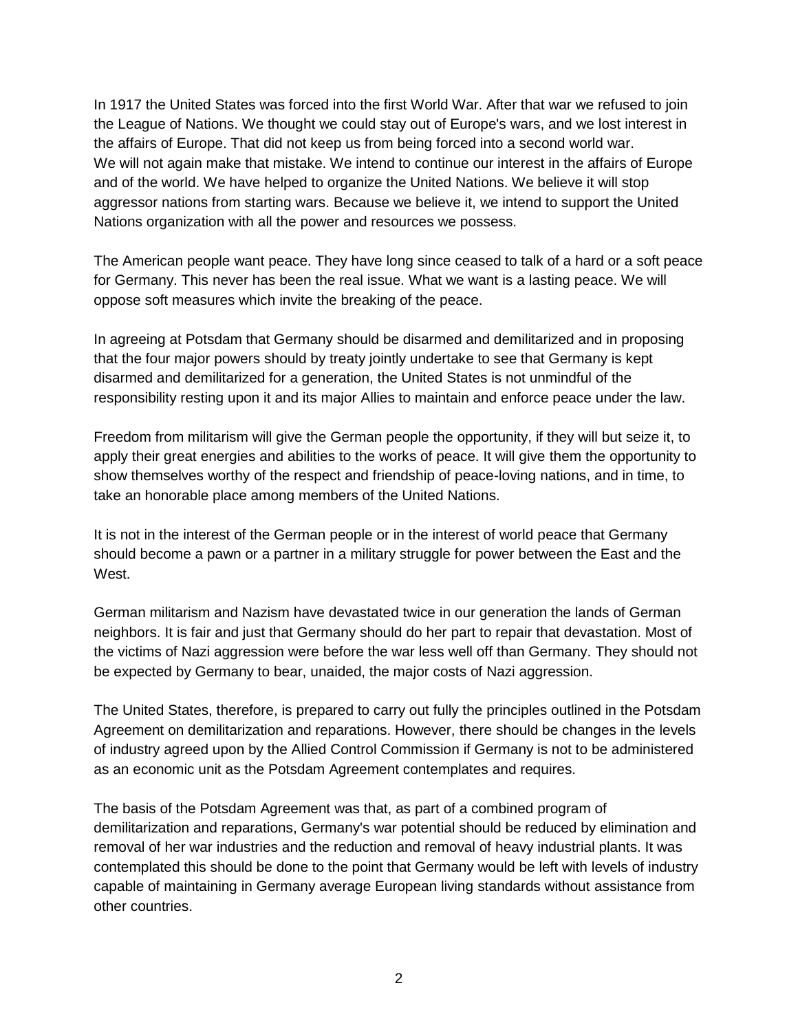In 1917 the United States was forced into the first World War. After that war we refused to join the League of Nations. We thought we could stay out of Europe's wars, and we lost interest in the affairs of Europe. That did not keep us from being forced into a second world war. We will not again make that mistake. We intend to continue our interest in the affairs of Europe and of the world. We have helped to organize the United Nations. We believe it will stop aggressor nations from starting wars. Because we believe it, we intend to support the United Nations organization with all the power and resources we possess.

The American people want peace. They have long since ceased to talk of a hard or a soft peace for Germany. This never has been the real issue. What we want is a lasting peace. We will oppose soft measures which invite the breaking of the peace.

In agreeing at Potsdam that Germany should be disarmed and demilitarized and in proposing that the four major powers should by treaty jointly undertake to see that Germany is kept disarmed and demilitarized for a generation, the United States is not unmindful of the responsibility resting upon it and its major Allies to maintain and enforce peace under the law.

Freedom from militarism will give the German people the opportunity, if they will but seize it, to apply their great energies and abilities to the works of peace. It will give them the opportunity to show themselves worthy of the respect and friendship of peace-loving nations, and in time, to take an honorable place among members of the United Nations.

It is not in the interest of the German people or in the interest of world peace that Germany should become a pawn or a partner in a military struggle for power between the East and the West.

German militarism and Nazism have devastated twice in our generation the lands of German neighbors. It is fair and just that Germany should do her part to repair that devastation. Most of the victims of Nazi aggression were before the war less well off than Germany. They should not be expected by Germany to bear, unaided, the major costs of Nazi aggression.

The United States, therefore, is prepared to carry out fully the principles outlined in the Potsdam Agreement on demilitarization and reparations. However, there should be changes in the levels of industry agreed upon by the Allied Control Commission if Germany is not to be administered as an economic unit as the Potsdam Agreement contemplates and requires.

The basis of the Potsdam Agreement was that, as part of a combined program of demilitarization and reparations, Germany's war potential should be reduced by elimination and removal of her war industries and the reduction and removal of heavy industrial plants. It was contemplated this should be done to the point that Germany would be left with levels of industry capable of maintaining in Germany average European living standards without assistance from other countries.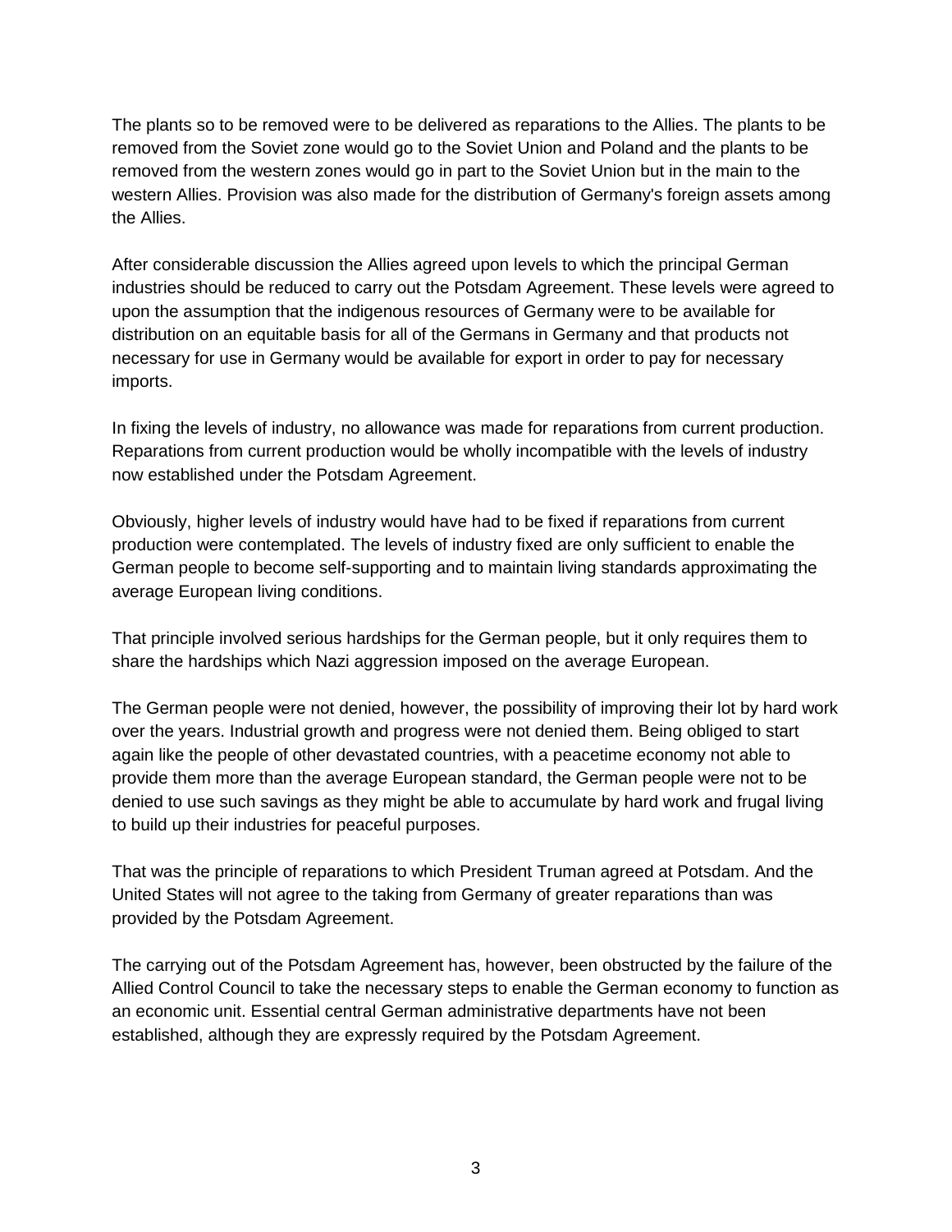The plants so to be removed were to be delivered as reparations to the Allies. The plants to be removed from the Soviet zone would go to the Soviet Union and Poland and the plants to be removed from the western zones would go in part to the Soviet Union but in the main to the western Allies. Provision was also made for the distribution of Germany's foreign assets among the Allies.

After considerable discussion the Allies agreed upon levels to which the principal German industries should be reduced to carry out the Potsdam Agreement. These levels were agreed to upon the assumption that the indigenous resources of Germany were to be available for distribution on an equitable basis for all of the Germans in Germany and that products not necessary for use in Germany would be available for export in order to pay for necessary imports.

In fixing the levels of industry, no allowance was made for reparations from current production. Reparations from current production would be wholly incompatible with the levels of industry now established under the Potsdam Agreement.

Obviously, higher levels of industry would have had to be fixed if reparations from current production were contemplated. The levels of industry fixed are only sufficient to enable the German people to become self-supporting and to maintain living standards approximating the average European living conditions.

That principle involved serious hardships for the German people, but it only requires them to share the hardships which Nazi aggression imposed on the average European.

The German people were not denied, however, the possibility of improving their lot by hard work over the years. Industrial growth and progress were not denied them. Being obliged to start again like the people of other devastated countries, with a peacetime economy not able to provide them more than the average European standard, the German people were not to be denied to use such savings as they might be able to accumulate by hard work and frugal living to build up their industries for peaceful purposes.

That was the principle of reparations to which President Truman agreed at Potsdam. And the United States will not agree to the taking from Germany of greater reparations than was provided by the Potsdam Agreement.

The carrying out of the Potsdam Agreement has, however, been obstructed by the failure of the Allied Control Council to take the necessary steps to enable the German economy to function as an economic unit. Essential central German administrative departments have not been established, although they are expressly required by the Potsdam Agreement.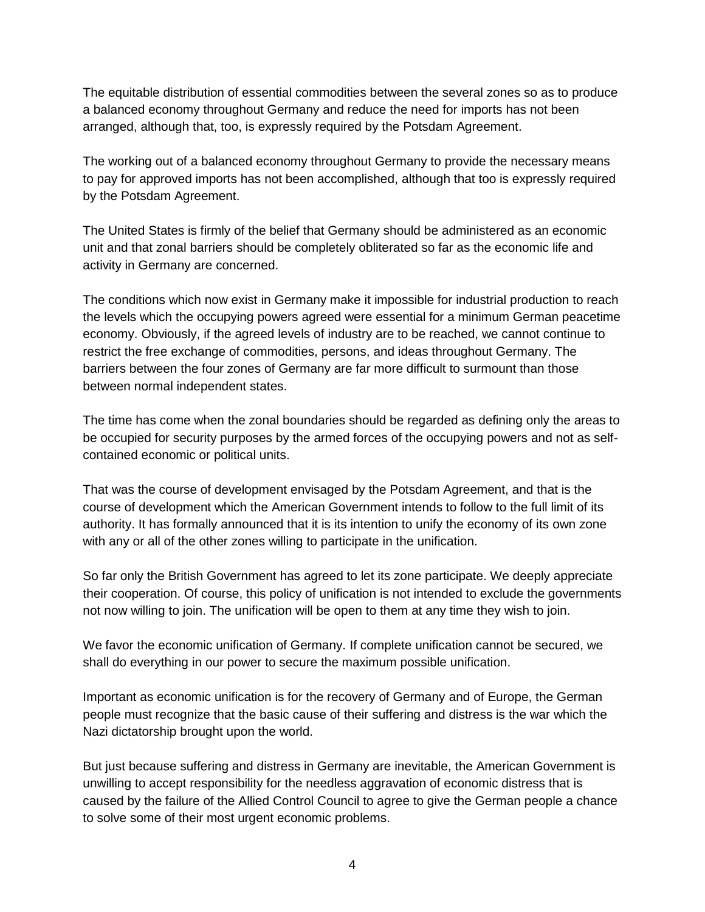The equitable distribution of essential commodities between the several zones so as to produce a balanced economy throughout Germany and reduce the need for imports has not been arranged, although that, too, is expressly required by the Potsdam Agreement.

The working out of a balanced economy throughout Germany to provide the necessary means to pay for approved imports has not been accomplished, although that too is expressly required by the Potsdam Agreement.

The United States is firmly of the belief that Germany should be administered as an economic unit and that zonal barriers should be completely obliterated so far as the economic life and activity in Germany are concerned.

The conditions which now exist in Germany make it impossible for industrial production to reach the levels which the occupying powers agreed were essential for a minimum German peacetime economy. Obviously, if the agreed levels of industry are to be reached, we cannot continue to restrict the free exchange of commodities, persons, and ideas throughout Germany. The barriers between the four zones of Germany are far more difficult to surmount than those between normal independent states.

The time has come when the zonal boundaries should be regarded as defining only the areas to be occupied for security purposes by the armed forces of the occupying powers and not as self-contained economic or political units.

That was the course of development envisaged by the Potsdam Agreement, and that is the course of development which the American Government intends to follow to the full limit of its authority. It has formally announced that it is its intention to unify the economy of its own zone with any or all of the other zones willing to participate in the unification.

So far only the British Government has agreed to let its zone participate. We deeply appreciate their cooperation. Of course, this policy of unification is not intended to exclude the governments not now willing to join. The unification will be open to them at any time they wish to join.

We favor the economic unification of Germany. If complete unification cannot be secured, we shall do everything in our power to secure the maximum possible unification.

Important as economic unification is for the recovery of Germany and of Europe, the German people must recognize that the basic cause of their suffering and distress is the war which the Nazi dictatorship brought upon the world.

But just because suffering and distress in Germany are inevitable, the American Government is unwilling to accept responsibility for the needless aggravation of economic distress that is caused by the failure of the Allied Control Council to agree to give the German people a chance to solve some of their most urgent economic problems.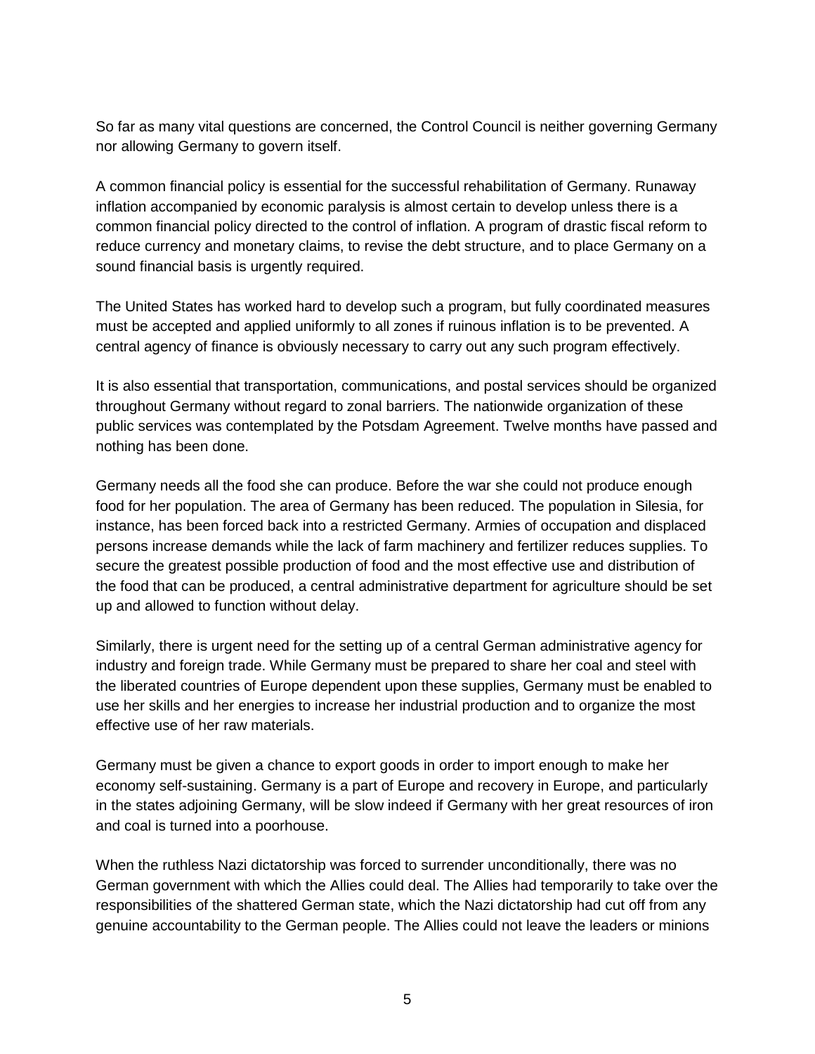So far as many vital questions are concerned, the Control Council is neither governing Germany nor allowing Germany to govern itself.

A common financial policy is essential for the successful rehabilitation of Germany. Runaway inflation accompanied by economic paralysis is almost certain to develop unless there is a common financial policy directed to the control of inflation. A program of drastic fiscal reform to reduce currency and monetary claims, to revise the debt structure, and to place Germany on a sound financial basis is urgently required.

The United States has worked hard to develop such a program, but fully coordinated measures must be accepted and applied uniformly to all zones if ruinous inflation is to be prevented. A central agency of finance is obviously necessary to carry out any such program effectively.

It is also essential that transportation, communications, and postal services should be organized throughout Germany without regard to zonal barriers. The nationwide organization of these public services was contemplated by the Potsdam Agreement. Twelve months have passed and nothing has been done.

Germany needs all the food she can produce. Before the war she could not produce enough food for her population. The area of Germany has been reduced. The population in Silesia, for instance, has been forced back into a restricted Germany. Armies of occupation and displaced persons increase demands while the lack of farm machinery and fertilizer reduces supplies. To secure the greatest possible production of food and the most effective use and distribution of the food that can be produced, a central administrative department for agriculture should be set up and allowed to function without delay.

Similarly, there is urgent need for the setting up of a central German administrative agency for industry and foreign trade. While Germany must be prepared to share her coal and steel with the liberated countries of Europe dependent upon these supplies, Germany must be enabled to use her skills and her energies to increase her industrial production and to organize the most effective use of her raw materials.

Germany must be given a chance to export goods in order to import enough to make her economy self-sustaining. Germany is a part of Europe and recovery in Europe, and particularly in the states adjoining Germany, will be slow indeed if Germany with her great resources of iron and coal is turned into a poorhouse.

When the ruthless Nazi dictatorship was forced to surrender unconditionally, there was no German government with which the Allies could deal. The Allies had temporarily to take over the responsibilities of the shattered German state, which the Nazi dictatorship had cut off from any genuine accountability to the German people. The Allies could not leave the leaders or minions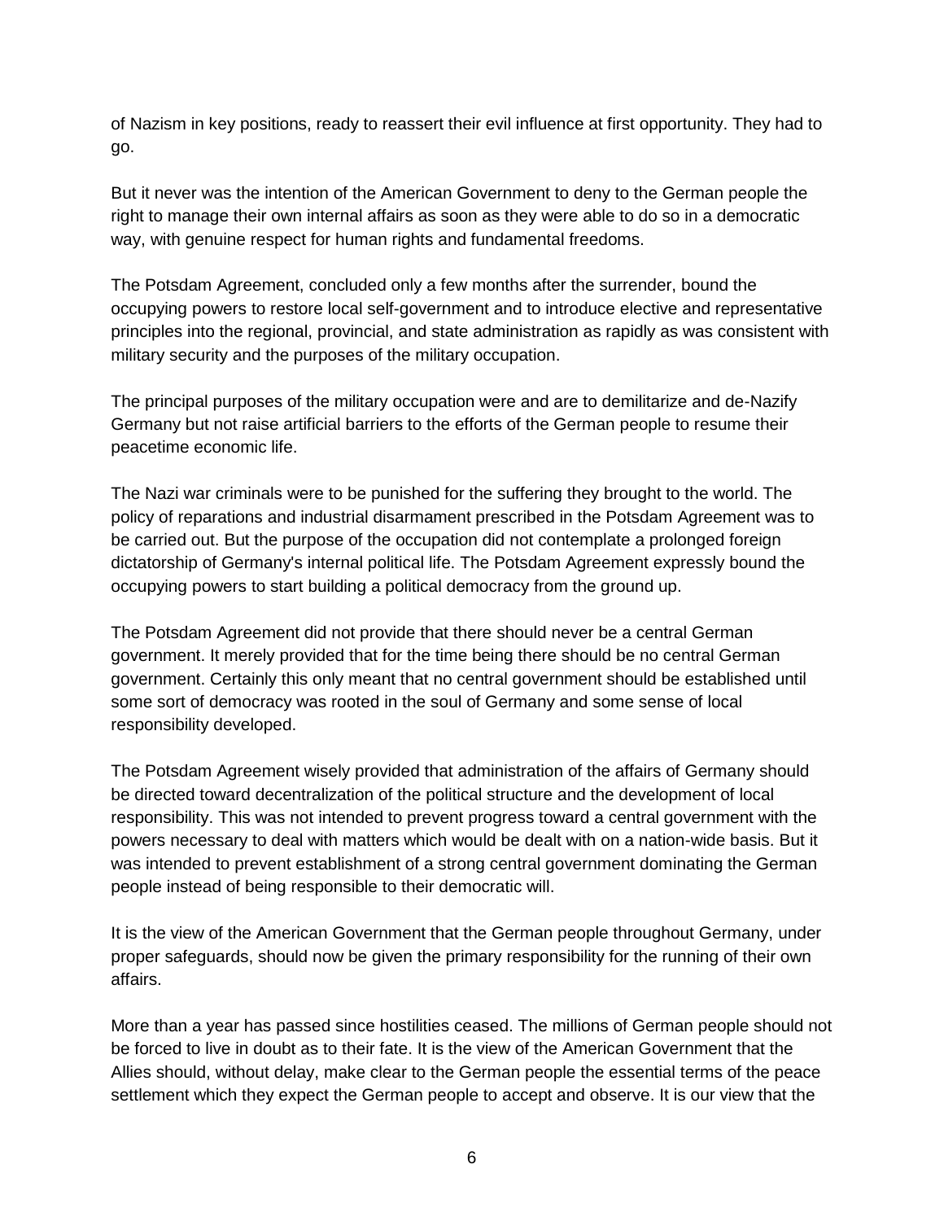of Nazism in key positions, ready to reassert their evil influence at first opportunity. They had to go.

But it never was the intention of the American Government to deny to the German people the right to manage their own internal affairs as soon as they were able to do so in a democratic way, with genuine respect for human rights and fundamental freedoms.

The Potsdam Agreement, concluded only a few months after the surrender, bound the occupying powers to restore local self-government and to introduce elective and representative principles into the regional, provincial, and state administration as rapidly as was consistent with military security and the purposes of the military occupation.

The principal purposes of the military occupation were and are to demilitarize and de-Nazify Germany but not raise artificial barriers to the efforts of the German people to resume their peacetime economic life.

The Nazi war criminals were to be punished for the suffering they brought to the world. The policy of reparations and industrial disarmament prescribed in the Potsdam Agreement was to be carried out. But the purpose of the occupation did not contemplate a prolonged foreign dictatorship of Germany's internal political life. The Potsdam Agreement expressly bound the occupying powers to start building a political democracy from the ground up.

The Potsdam Agreement did not provide that there should never be a central German government. It merely provided that for the time being there should be no central German government. Certainly this only meant that no central government should be established until some sort of democracy was rooted in the soul of Germany and some sense of local responsibility developed.

The Potsdam Agreement wisely provided that administration of the affairs of Germany should be directed toward decentralization of the political structure and the development of local responsibility. This was not intended to prevent progress toward a central government with the powers necessary to deal with matters which would be dealt with on a nation-wide basis. But it was intended to prevent establishment of a strong central government dominating the German people instead of being responsible to their democratic will.

It is the view of the American Government that the German people throughout Germany, under proper safeguards, should now be given the primary responsibility for the running of their own affairs.

More than a year has passed since hostilities ceased. The millions of German people should not be forced to live in doubt as to their fate. It is the view of the American Government that the Allies should, without delay, make clear to the German people the essential terms of the peace settlement which they expect the German people to accept and observe. It is our view that the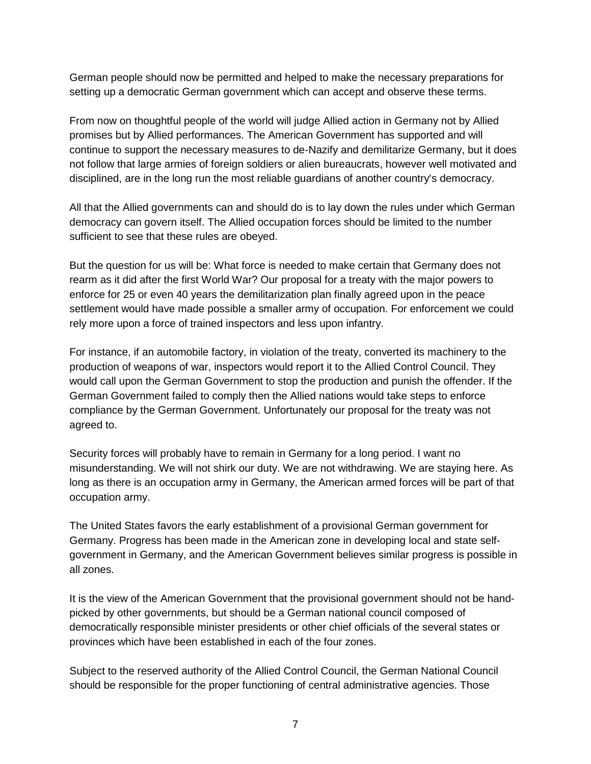German people should now be permitted and helped to make the necessary preparations for setting up a democratic German government which can accept and observe these terms.

From now on thoughtful people of the world will judge Allied action in Germany not by Allied promises but by Allied performances. The American Government has supported and will continue to support the necessary measures to de-Nazify and demilitarize Germany, but it does not follow that large armies of foreign soldiers or alien bureaucrats, however well motivated and disciplined, are in the long run the most reliable guardians of another country's democracy.

All that the Allied governments can and should do is to lay down the rules under which German democracy can govern itself. The Allied occupation forces should be limited to the number sufficient to see that these rules are obeyed.

But the question for us will be: What force is needed to make certain that Germany does not rearm as it did after the first World War? Our proposal for a treaty with the major powers to enforce for 25 or even 40 years the demilitarization plan finally agreed upon in the peace settlement would have made possible a smaller army of occupation. For enforcement we could rely more upon a force of trained inspectors and less upon infantry.

For instance, if an automobile factory, in violation of the treaty, converted its machinery to the production of weapons of war, inspectors would report it to the Allied Control Council. They would call upon the German Government to stop the production and punish the offender. If the German Government failed to comply then the Allied nations would take steps to enforce compliance by the German Government. Unfortunately our proposal for the treaty was not agreed to.

Security forces will probably have to remain in Germany for a long period. I want no misunderstanding. We will not shirk our duty. We are not withdrawing. We are staying here. As long as there is an occupation army in Germany, the American armed forces will be part of that occupation army.

The United States favors the early establishment of a provisional German government for Germany. Progress has been made in the American zone in developing local and state self-government in Germany, and the American Government believes similar progress is possible in all zones.

It is the view of the American Government that the provisional government should not be hand-picked by other governments, but should be a German national council composed of democratically responsible minister presidents or other chief officials of the several states or provinces which have been established in each of the four zones.

Subject to the reserved authority of the Allied Control Council, the German National Council should be responsible for the proper functioning of central administrative agencies. Those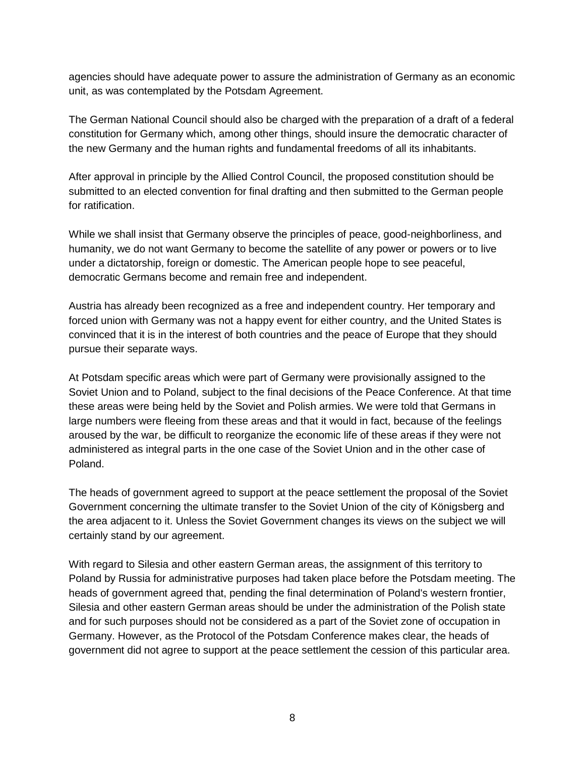agencies should have adequate power to assure the administration of Germany as an economic unit, as was contemplated by the Potsdam Agreement.

The German National Council should also be charged with the preparation of a draft of a federal constitution for Germany which, among other things, should insure the democratic character of the new Germany and the human rights and fundamental freedoms of all its inhabitants.

After approval in principle by the Allied Control Council, the proposed constitution should be submitted to an elected convention for final drafting and then submitted to the German people for ratification.

While we shall insist that Germany observe the principles of peace, good-neighborliness, and humanity, we do not want Germany to become the satellite of any power or powers or to live under a dictatorship, foreign or domestic. The American people hope to see peaceful, democratic Germans become and remain free and independent.

Austria has already been recognized as a free and independent country. Her temporary and forced union with Germany was not a happy event for either country, and the United States is convinced that it is in the interest of both countries and the peace of Europe that they should pursue their separate ways.

At Potsdam specific areas which were part of Germany were provisionally assigned to the Soviet Union and to Poland, subject to the final decisions of the Peace Conference. At that time these areas were being held by the Soviet and Polish armies. We were told that Germans in large numbers were fleeing from these areas and that it would in fact, because of the feelings aroused by the war, be difficult to reorganize the economic life of these areas if they were not administered as integral parts in the one case of the Soviet Union and in the other case of Poland.

The heads of government agreed to support at the peace settlement the proposal of the Soviet Government concerning the ultimate transfer to the Soviet Union of the city of Königsberg and the area adjacent to it. Unless the Soviet Government changes its views on the subject we will certainly stand by our agreement.

With regard to Silesia and other eastern German areas, the assignment of this territory to Poland by Russia for administrative purposes had taken place before the Potsdam meeting. The heads of government agreed that, pending the final determination of Poland's western frontier, Silesia and other eastern German areas should be under the administration of the Polish state and for such purposes should not be considered as a part of the Soviet zone of occupation in Germany. However, as the Protocol of the Potsdam Conference makes clear, the heads of government did not agree to support at the peace settlement the cession of this particular area.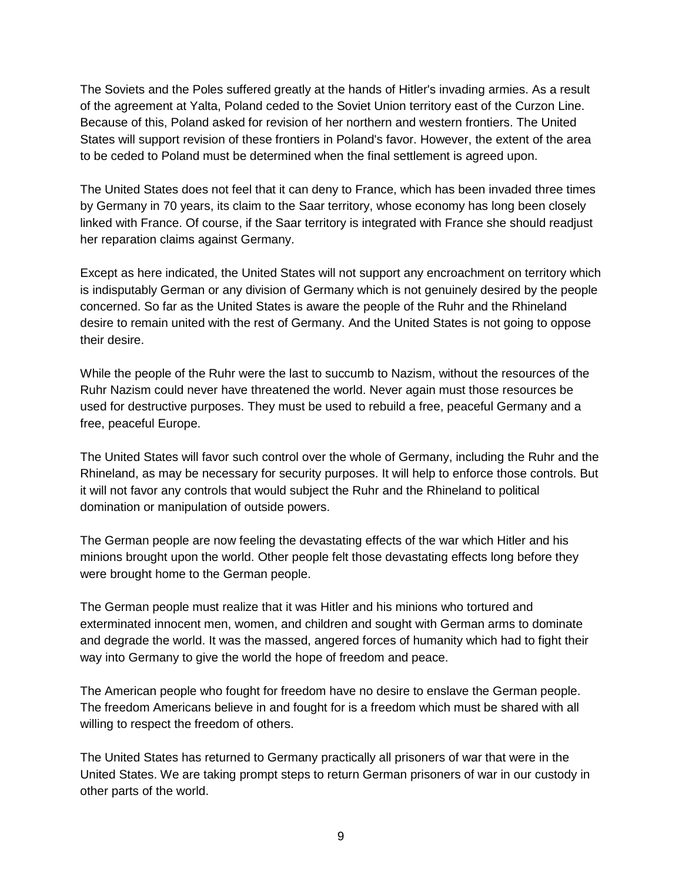The Soviets and the Poles suffered greatly at the hands of Hitler's invading armies. As a result of the agreement at Yalta, Poland ceded to the Soviet Union territory east of the Curzon Line. Because of this, Poland asked for revision of her northern and western frontiers. The United States will support revision of these frontiers in Poland's favor. However, the extent of the area to be ceded to Poland must be determined when the final settlement is agreed upon.

The United States does not feel that it can deny to France, which has been invaded three times by Germany in 70 years, its claim to the Saar territory, whose economy has long been closely linked with France. Of course, if the Saar territory is integrated with France she should readjust her reparation claims against Germany.

Except as here indicated, the United States will not support any encroachment on territory which is indisputably German or any division of Germany which is not genuinely desired by the people concerned. So far as the United States is aware the people of the Ruhr and the Rhineland desire to remain united with the rest of Germany. And the United States is not going to oppose their desire.

While the people of the Ruhr were the last to succumb to Nazism, without the resources of the Ruhr Nazism could never have threatened the world. Never again must those resources be used for destructive purposes. They must be used to rebuild a free, peaceful Germany and a free, peaceful Europe.

The United States will favor such control over the whole of Germany, including the Ruhr and the Rhineland, as may be necessary for security purposes. It will help to enforce those controls. But it will not favor any controls that would subject the Ruhr and the Rhineland to political domination or manipulation of outside powers.

The German people are now feeling the devastating effects of the war which Hitler and his minions brought upon the world. Other people felt those devastating effects long before they were brought home to the German people.

The German people must realize that it was Hitler and his minions who tortured and exterminated innocent men, women, and children and sought with German arms to dominate and degrade the world. It was the massed, angered forces of humanity which had to fight their way into Germany to give the world the hope of freedom and peace.

The American people who fought for freedom have no desire to enslave the German people. The freedom Americans believe in and fought for is a freedom which must be shared with all willing to respect the freedom of others.

The United States has returned to Germany practically all prisoners of war that were in the United States. We are taking prompt steps to return German prisoners of war in our custody in other parts of the world.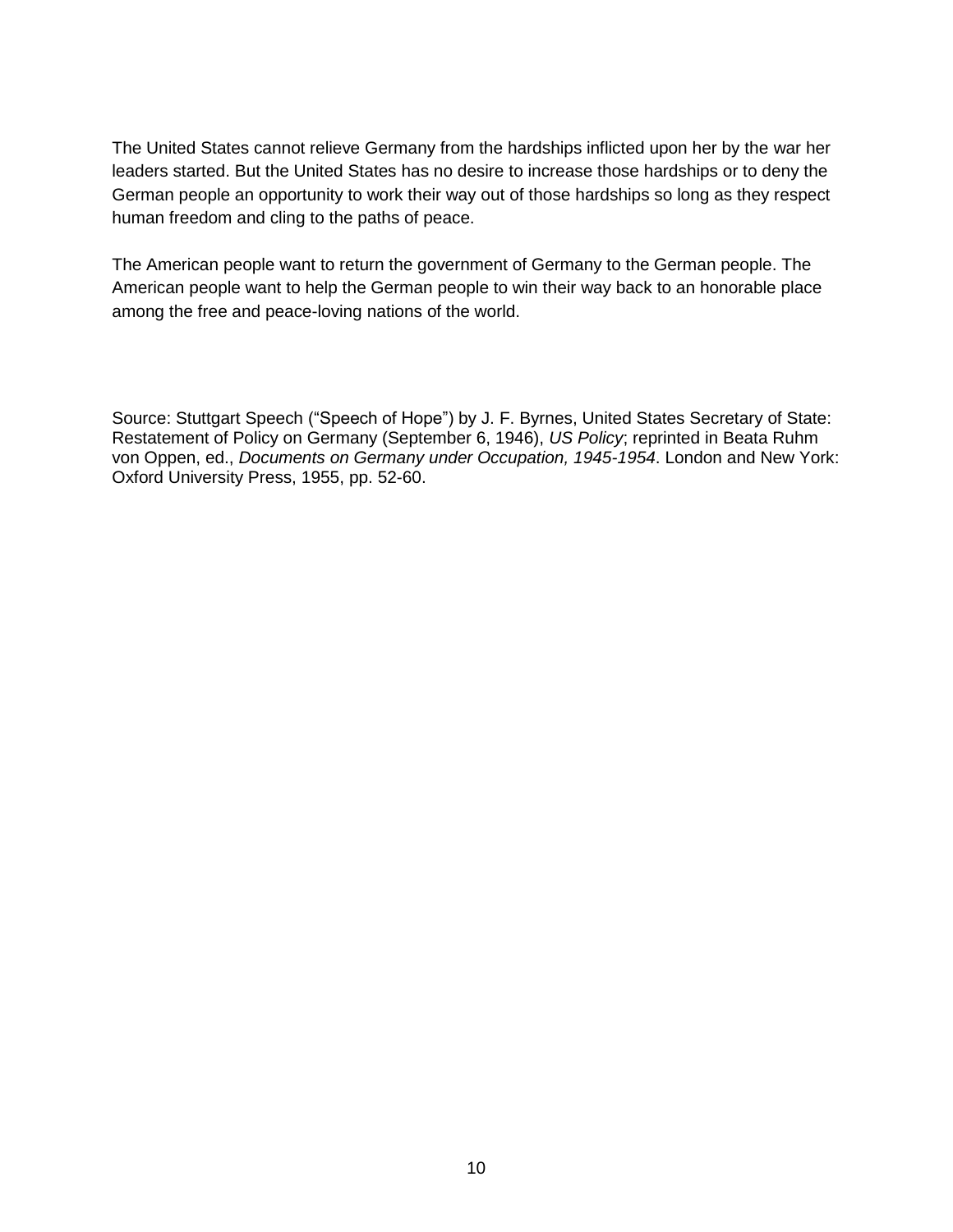The United States cannot relieve Germany from the hardships inflicted upon her by the war her leaders started. But the United States has no desire to increase those hardships or to deny the German people an opportunity to work their way out of those hardships so long as they respect human freedom and cling to the paths of peace.

The American people want to return the government of Germany to the German people. The American people want to help the German people to win their way back to an honorable place among the free and peace-loving nations of the world.

Source: Stuttgart Speech ("Speech of Hope") by J. F. Byrnes, United States Secretary of State: Restatement of Policy on Germany (September 6, 1946), *US Policy*; reprinted in Beata Ruhm von Oppen, ed., *Documents on Germany under Occupation, 1945-1954*. London and New York: Oxford University Press, 1955, pp. 52-60.